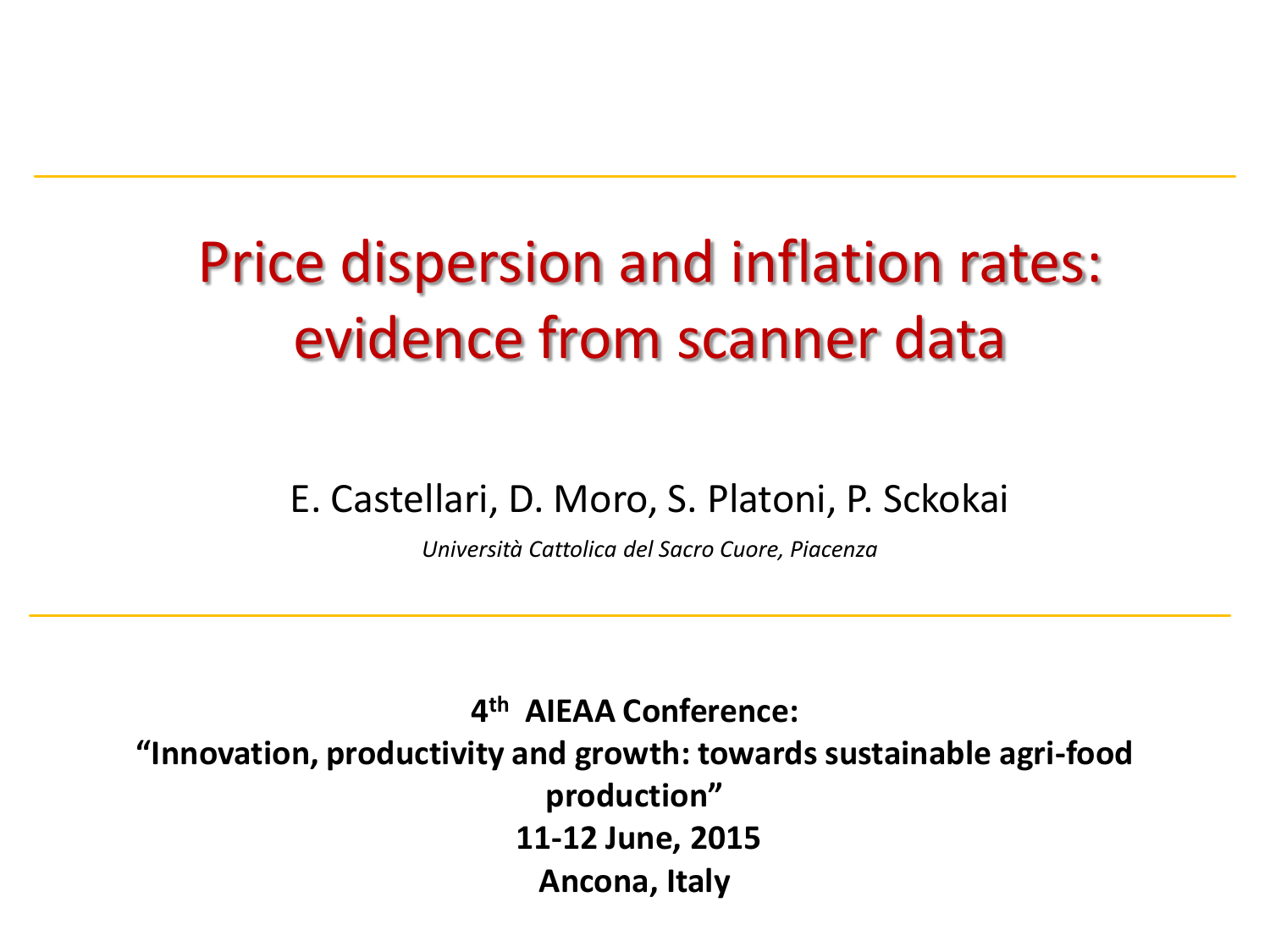# Price dispersion and inflation rates: evidence from scanner data

E. Castellari, D. Moro, S. Platoni, P. Sckokai

*Università Cattolica del Sacro Cuore, Piacenza*

**4th AIEAA Conference:**
**"Innovation, productivity and growth: towards sustainable agri-food production"**
**11-12 June, 2015**
**Ancona, Italy**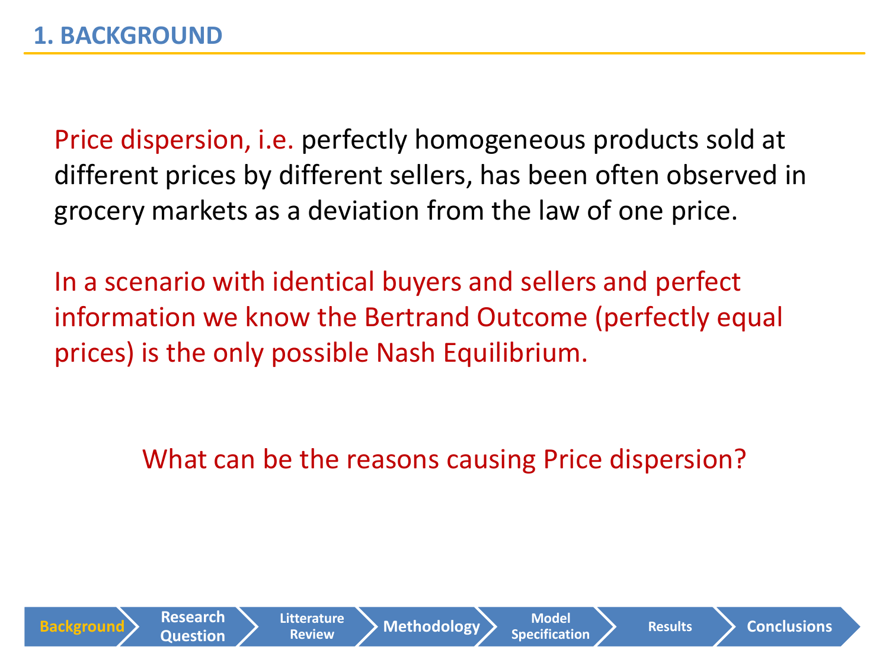## 1. BACKGROUND

Price dispersion, i.e. perfectly homogeneous products sold at different prices by different sellers, has been often observed in grocery markets as a deviation from the law of one price.

In a scenario with identical buyers and sellers and perfect information we know the Bertrand Outcome (perfectly equal prices) is the only possible Nash Equilibrium.

What can be the reasons causing Price dispersion?

Background | Research Question | Litterature Review | Methodology | Model Specification | Results | Conclusions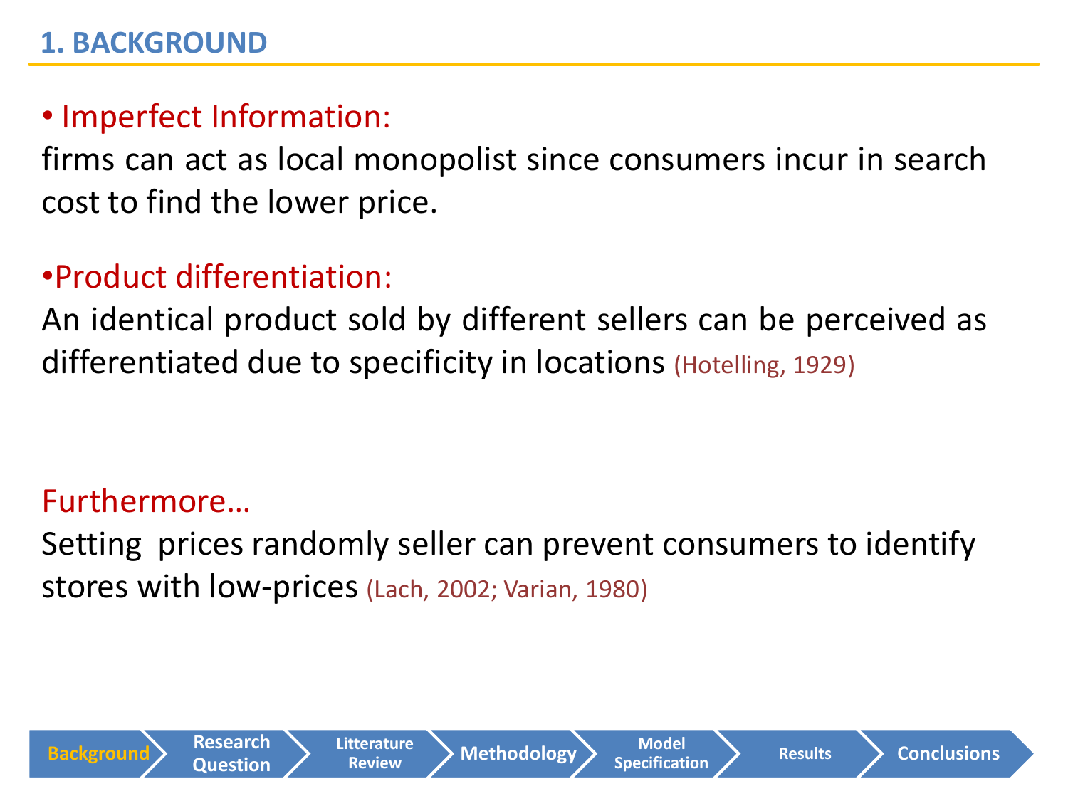## 1. BACKGROUND

• Imperfect Information:

firms can act as local monopolist since consumers incur in search cost to find the lower price.

•Product differentiation:

An identical product sold by different sellers can be perceived as differentiated due to specificity in locations (Hotelling, 1929)

Furthermore…

Setting prices randomly seller can prevent consumers to identify stores with low-prices (Lach, 2002; Varian, 1980)

Background | Research Question | Litterature Review | Methodology | Model Specification | Results | Conclusions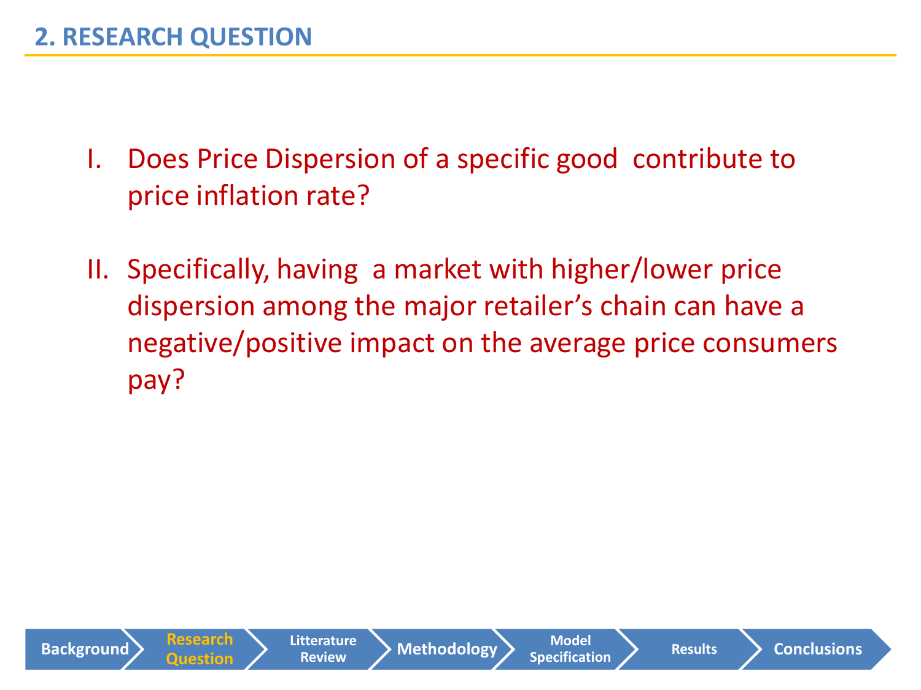## 2. RESEARCH QUESTION

I. Does Price Dispersion of a specific good contribute to price inflation rate?

II. Specifically, having a market with higher/lower price dispersion among the major retailer's chain can have a negative/positive impact on the average price consumers pay?

Background | Research Question | Litterature Review | Methodology | Model Specification | Results | Conclusions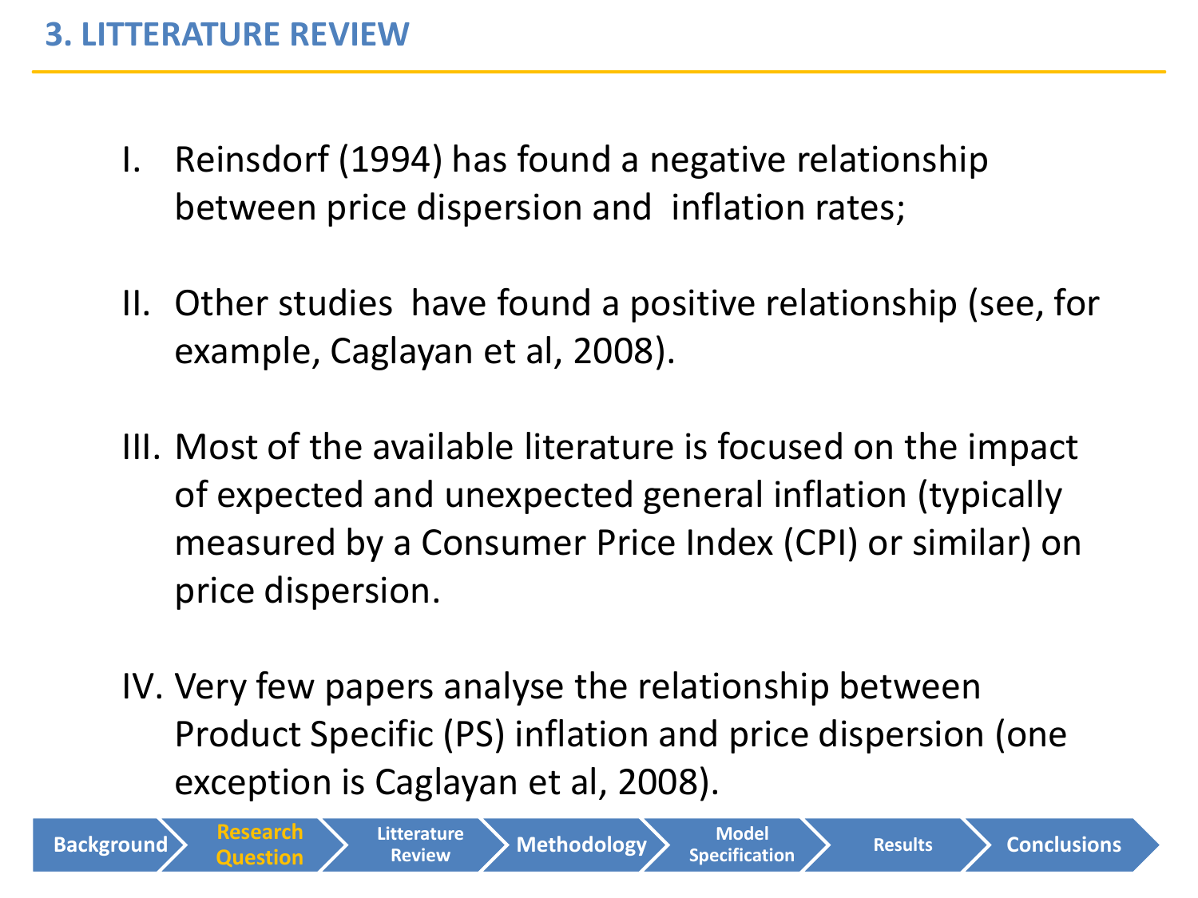## 3. LITTERATURE REVIEW

I. Reinsdorf (1994) has found a negative relationship between price dispersion and inflation rates;

II. Other studies have found a positive relationship (see, for example, Caglayan et al, 2008).

III. Most of the available literature is focused on the impact of expected and unexpected general inflation (typically measured by a Consumer Price Index (CPI) or similar) on price dispersion.

IV. Very few papers analyse the relationship between Product Specific (PS) inflation and price dispersion (one exception is Caglayan et al, 2008).

Background | Research Question | Litterature Review | Methodology | Model Specification | Results | Conclusions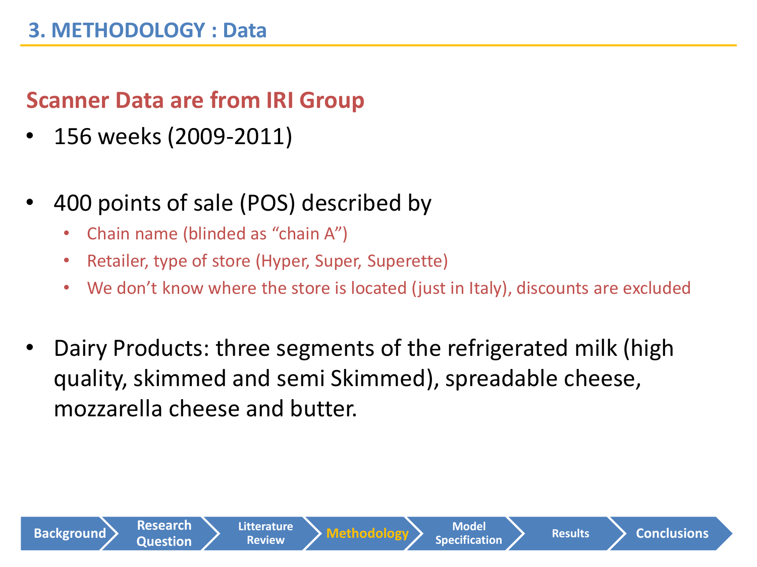# 3. METHODOLOGY : Data

## Scanner Data are from IRI Group

- 156 weeks (2009-2011)

- 400 points of sale (POS) described by
  - Chain name (blinded as "chain A")
  - Retailer, type of store (Hyper, Super, Superette)
  - We don't know where the store is located (just in Italy), discounts are excluded

- Dairy Products: three segments of the refrigerated milk (high quality, skimmed and semi Skimmed), spreadable cheese, mozzarella cheese and butter.

Background | Research Question | Litterature Review | **Methodology** | Model Specification | Results | Conclusions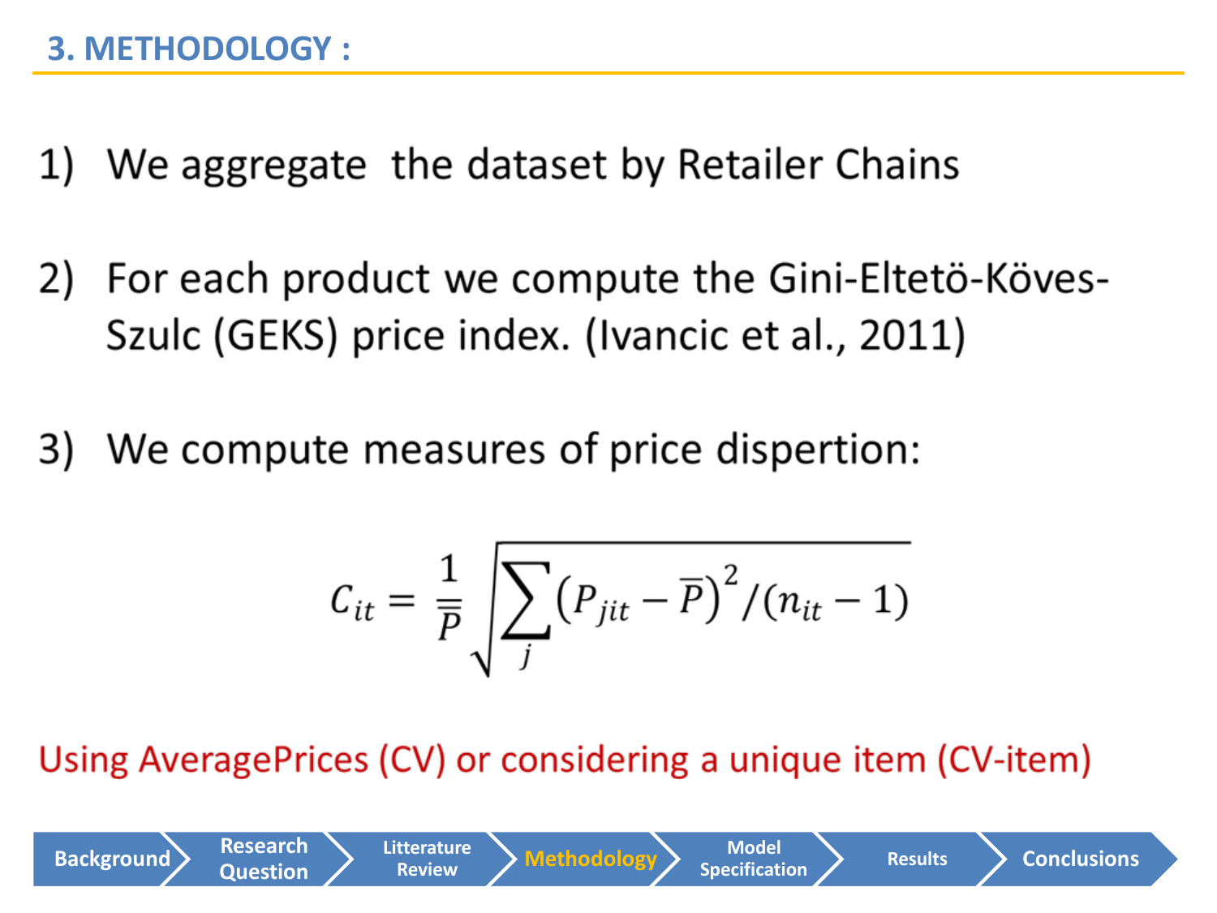# 3. METHODOLOGY :

1) We aggregate the dataset by Retailer Chains

2) For each product we compute the Gini-Eltetö-Köves-Szulc (GEKS) price index. (Ivancic et al., 2011)

3) We compute measures of price dispertion:

$$C_{it} = \frac{1}{\overline{\overline{P}}} \sqrt{\sum_j \left(P_{jit} - \overline{P}\right)^2 / (n_{it} - 1)}$$

Using AveragePrices (CV) or considering a unique item (CV-item)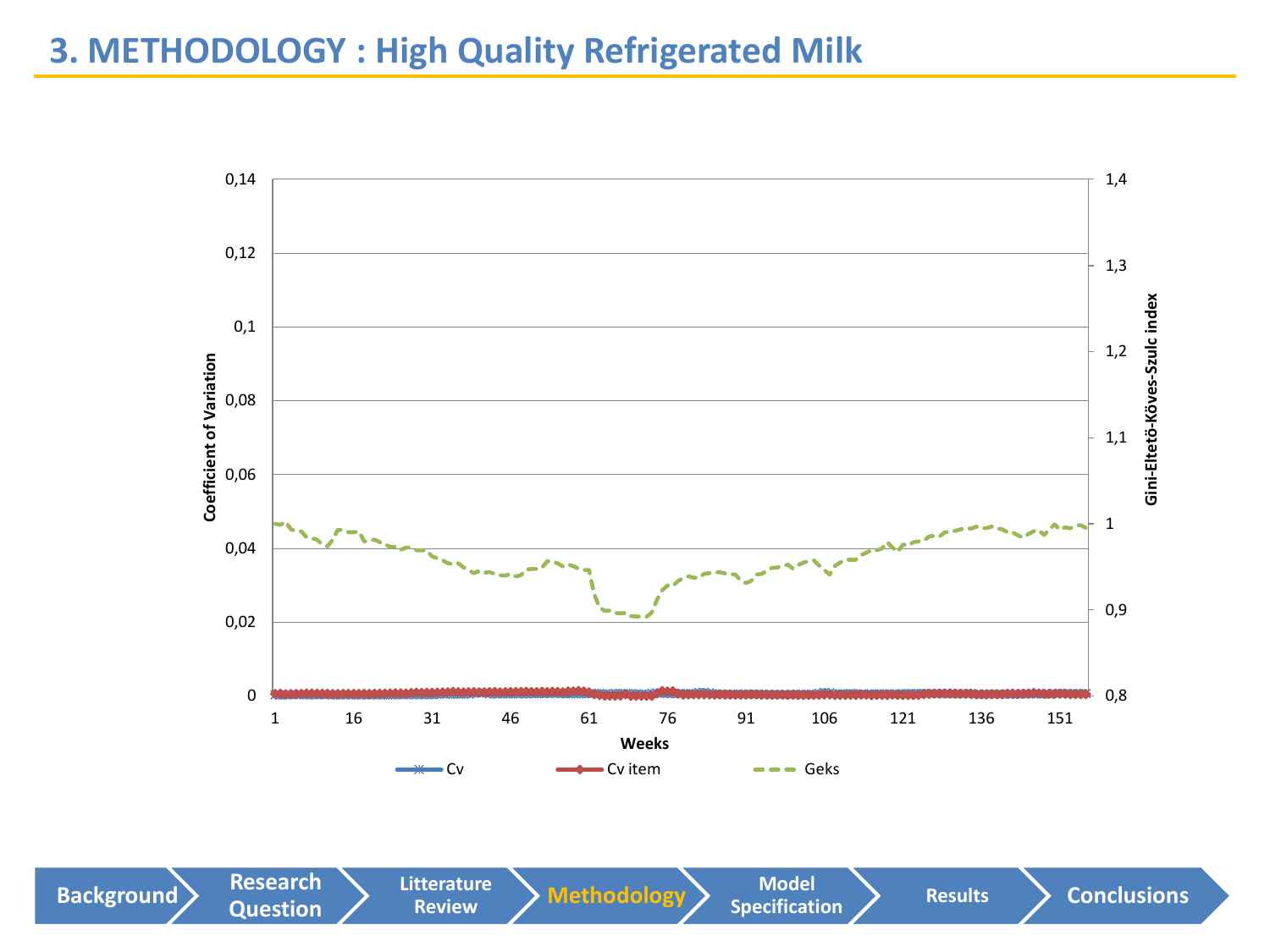# 3. METHODOLOGY : High Quality Refrigerated Milk

Coefficient of Variation

0,14
0,12
0,1
0,08
0,06
0,04
0,02
0

Gini-Eltetö-Köves-Szulc index

1,4
1,3
1,2
1,1
1
0,9
0,8

1 16 31 46 61 76 91 106 121 136 151

Weeks

Cv — Cv item — Geks

Background | Research Question | Litterature Review | Methodology | Model Specification | Results | Conclusions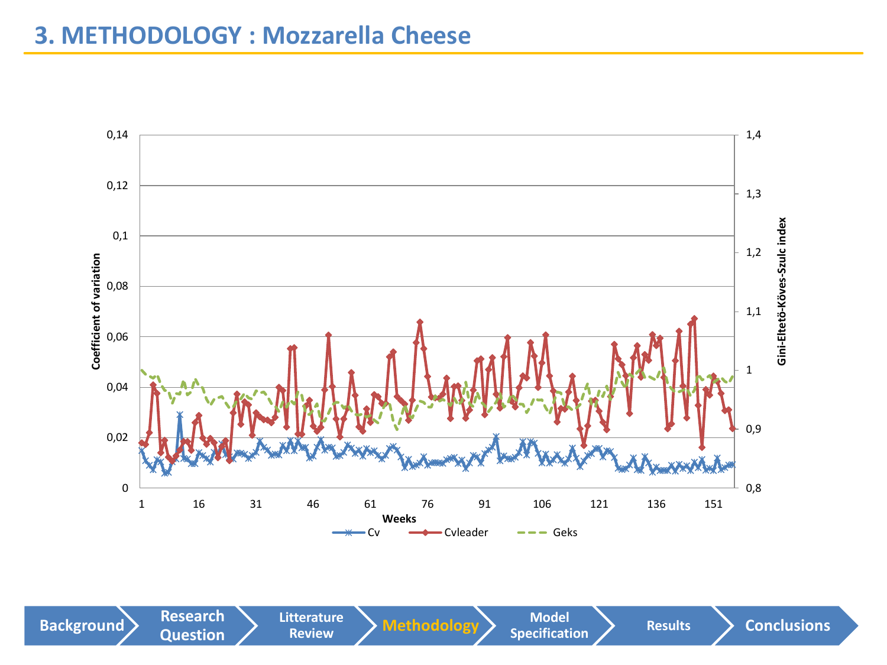# 3. METHODOLOGY : Mozzarella Cheese

Coefficient of variation

0,14
0,12
0,1
0,08
0,06
0,04
0,02
0

Gini-Eltetö-Köves-Szulc index

1,4
1,3
1,2
1,1
1
0,9
0,8

1 16 31 46 61 76 91 106 121 136 151

Weeks

Cv — Cvleader — Geks

Background | Research Question | Litterature Review | Methodology | Model Specification | Results | Conclusions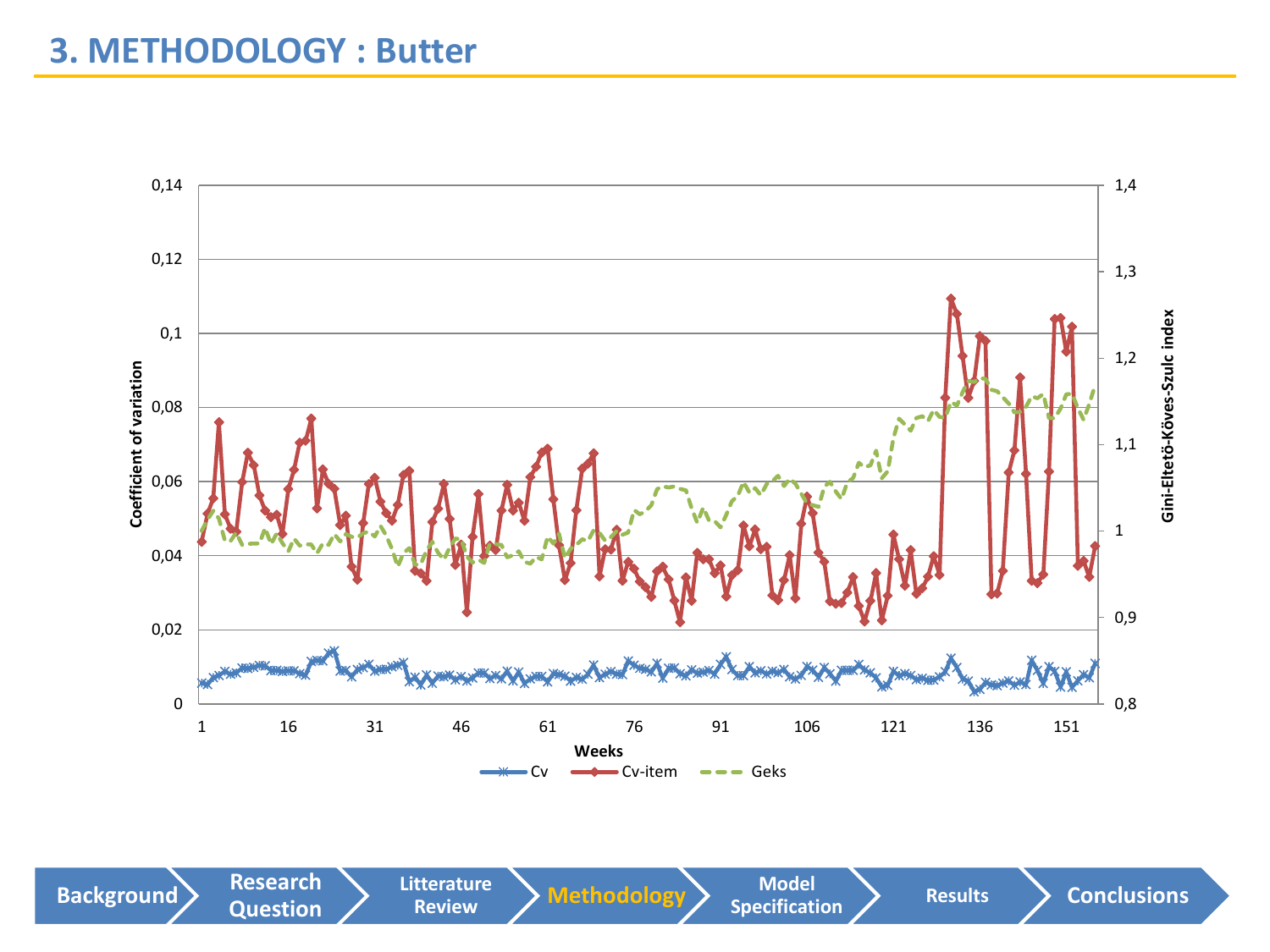# 3. METHODOLOGY : Butter

0,14
0,12
0,1
0,08
0,06
0,04
0,02
0

Coefficient of variation

1,4
1,3
1,2
1,1
1
0,9
0,8

Gini-Eltetö-Köves-Szulc index

1 16 31 46 61 76 91 106 121 136 151

Weeks

Cv Cv-item Geks

Background | Research Question | Litterature Review | Methodology | Model Specification | Results | Conclusions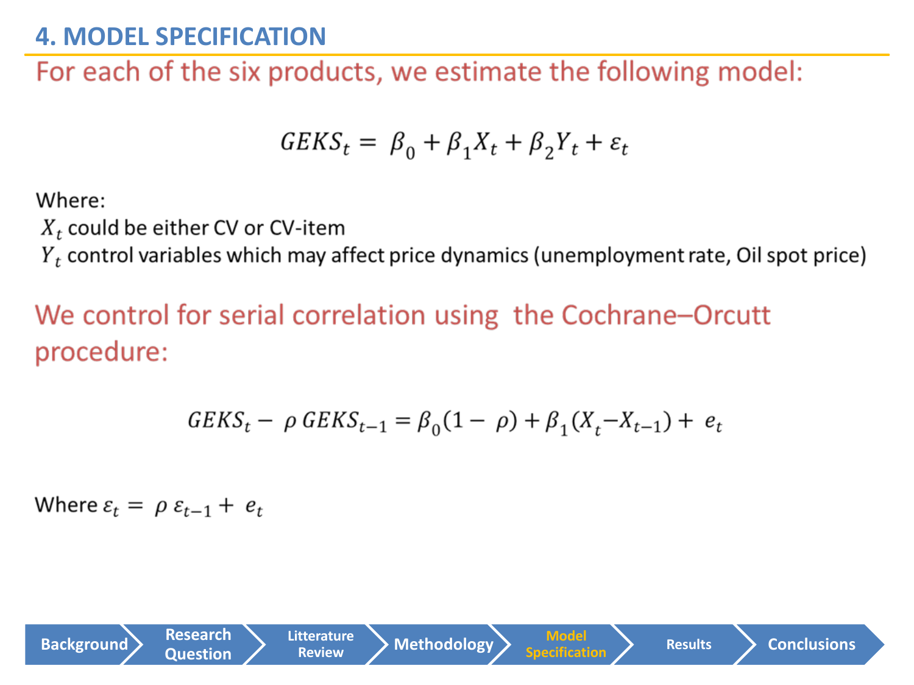## 4. MODEL SPECIFICATION

For each of the six products, we estimate the following model:

$$GEKS_t = \beta_0 + \beta_1 X_t + \beta_2 Y_t + \varepsilon_t$$

Where:

$X_t$ could be either CV or CV-item

$Y_t$ control variables which may affect price dynamics (unemployment rate, Oil spot price)

We control for serial correlation using the Cochrane–Orcutt procedure:

$$GEKS_t - \rho\, GEKS_{t-1} = \beta_0(1 - \rho) + \beta_1(X_t - X_{t-1}) + e_t$$

Where $\varepsilon_t = \rho\, \varepsilon_{t-1} + e_t$

Background | Research Question | Litterature Review | Methodology | Model Specification | Results | Conclusions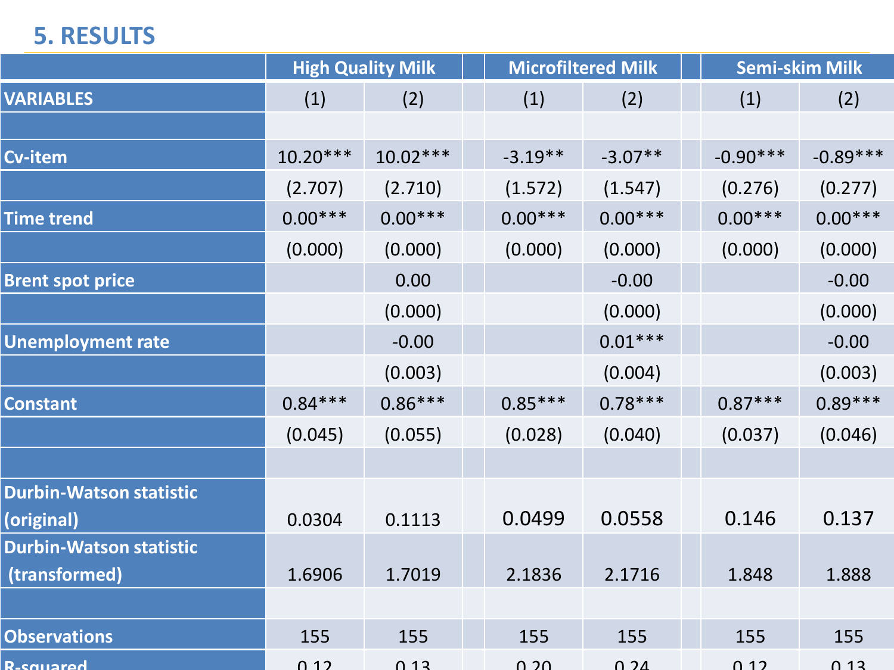## 5. RESULTS

| | High Quality Milk | | Microfiltered Milk | | Semi-skim Milk | |
|---|---|---|---|---|---|---|
| VARIABLES | (1) | (2) | (1) | (2) | (1) | (2) |
| | | | | | | |
| Cv-item | 10.20*** | 10.02*** | -3.19** | -3.07** | -0.90*** | -0.89*** |
| | (2.707) | (2.710) | (1.572) | (1.547) | (0.276) | (0.277) |
| Time trend | 0.00*** | 0.00*** | 0.00*** | 0.00*** | 0.00*** | 0.00*** |
| | (0.000) | (0.000) | (0.000) | (0.000) | (0.000) | (0.000) |
| Brent spot price | | 0.00 | | -0.00 | | -0.00 |
| | | (0.000) | | (0.000) | | (0.000) |
| Unemployment rate | | -0.00 | | 0.01*** | | -0.00 |
| | | (0.003) | | (0.004) | | (0.003) |
| Constant | 0.84*** | 0.86*** | 0.85*** | 0.78*** | 0.87*** | 0.89*** |
| | (0.045) | (0.055) | (0.028) | (0.040) | (0.037) | (0.046) |
| | | | | | | |
| Durbin-Watson statistic (original) | 0.0304 | 0.1113 | 0.0499 | 0.0558 | 0.146 | 0.137 |
| Durbin-Watson statistic (transformed) | 1.6906 | 1.7019 | 2.1836 | 2.1716 | 1.848 | 1.888 |
| | | | | | | |
| Observations | 155 | 155 | 155 | 155 | 155 | 155 |
| R-squared | 0.12 | 0.13 | 0.20 | 0.24 | 0.12 | 0.13 |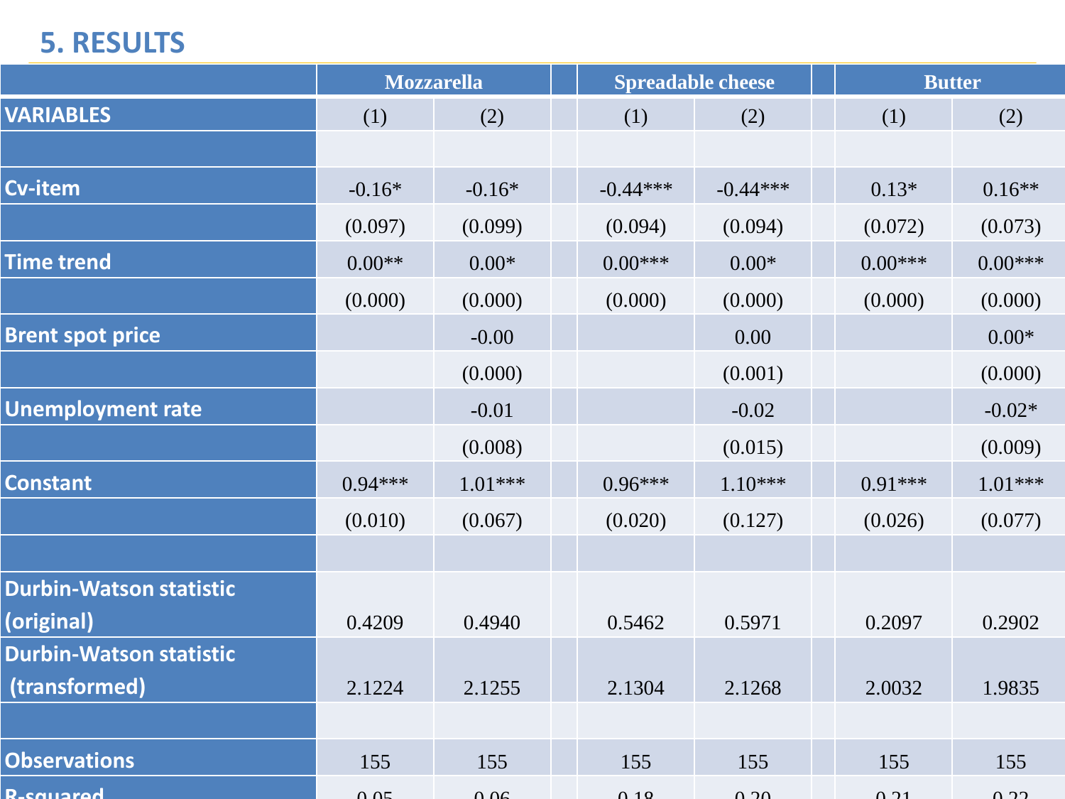## 5. RESULTS

| | Mozzarella | | Spreadable cheese | | Butter | |
|---|---|---|---|---|---|---|
| VARIABLES | (1) | (2) | (1) | (2) | (1) | (2) |
| | | | | | | |
| Cv-item | -0.16* | -0.16* | -0.44*** | -0.44*** | 0.13* | 0.16** |
| | (0.097) | (0.099) | (0.094) | (0.094) | (0.072) | (0.073) |
| Time trend | 0.00** | 0.00* | 0.00*** | 0.00* | 0.00*** | 0.00*** |
| | (0.000) | (0.000) | (0.000) | (0.000) | (0.000) | (0.000) |
| Brent spot price | | -0.00 | | 0.00 | | 0.00* |
| | | (0.000) | | (0.001) | | (0.000) |
| Unemployment rate | | -0.01 | | -0.02 | | -0.02* |
| | | (0.008) | | (0.015) | | (0.009) |
| Constant | 0.94*** | 1.01*** | 0.96*** | 1.10*** | 0.91*** | 1.01*** |
| | (0.010) | (0.067) | (0.020) | (0.127) | (0.026) | (0.077) |
| | | | | | | |
| Durbin-Watson statistic (original) | 0.4209 | 0.4940 | 0.5462 | 0.5971 | 0.2097 | 0.2902 |
| Durbin-Watson statistic (transformed) | 2.1224 | 2.1255 | 2.1304 | 2.1268 | 2.0032 | 1.9835 |
| | | | | | | |
| Observations | 155 | 155 | 155 | 155 | 155 | 155 |
| R-squared | 0.05 | 0.06 | 0.18 | 0.20 | 0.21 | 0.22 |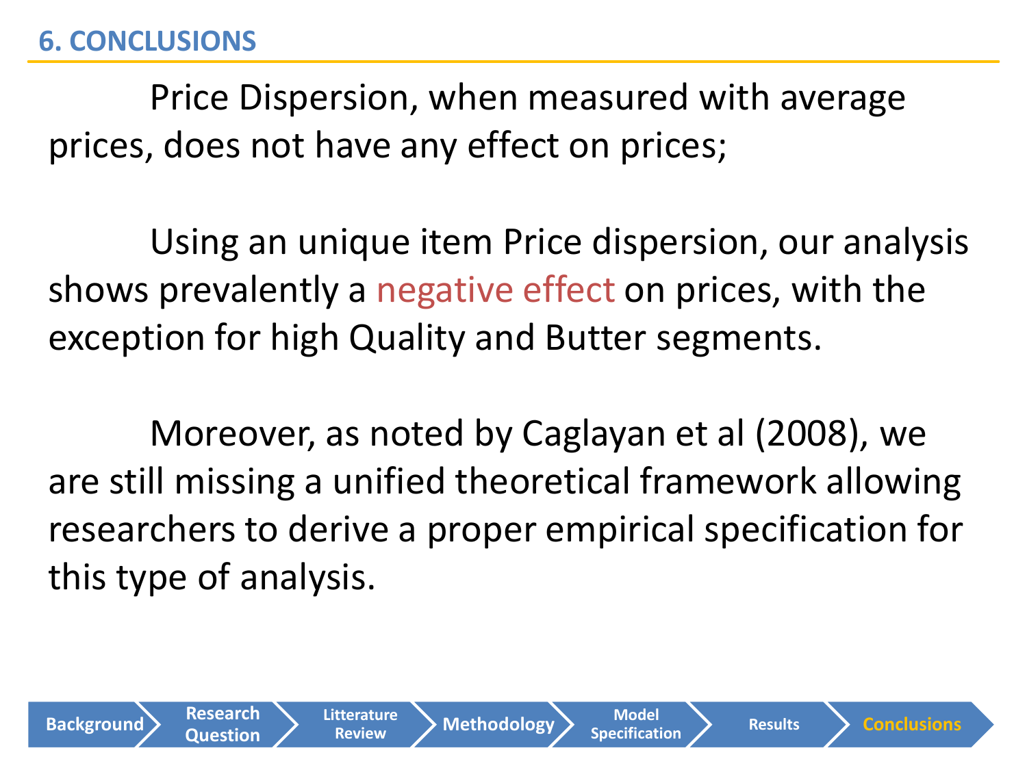## 6. CONCLUSIONS

Price Dispersion, when measured with average prices, does not have any effect on prices;

Using an unique item Price dispersion, our analysis shows prevalently a negative effect on prices, with the exception for high Quality and Butter segments.

Moreover, as noted by Caglayan et al (2008), we are still missing a unified theoretical framework allowing researchers to derive a proper empirical specification for this type of analysis.

Background | Research Question | Litterature Review | Methodology | Model Specification | Results | Conclusions